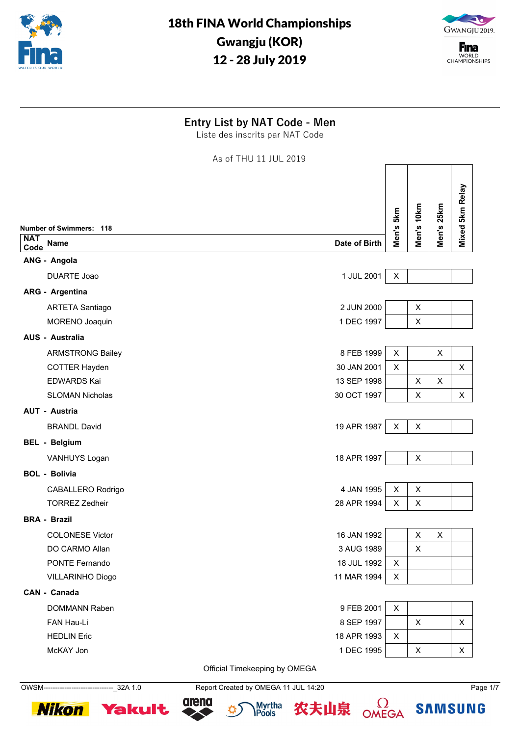# 18th FINA World Championships
# Gwangju (KOR)
# 12 - 28 July 2019

## Entry List by NAT Code - Men

Liste des inscrits par NAT Code

As of THU 11 JUL 2019

**Number of Swimmers: 118**

| NAT Code | Name | Date of Birth | Men's 5km | Men's 10km | Men's 25km | Mixed 5km Relay |
|---|---|---|---|---|---|---|
| **ANG - Angola** | | | | | | |
| | DUARTE Joao | 1 JUL 2001 | X | | | |
| **ARG - Argentina** | | | | | | |
| | ARTETA Santiago | 2 JUN 2000 | | X | | |
| | MORENO Joaquin | 1 DEC 1997 | | X | | |
| **AUS - Australia** | | | | | | |
| | ARMSTRONG Bailey | 8 FEB 1999 | X | | X | |
| | COTTER Hayden | 30 JAN 2001 | X | | | X |
| | EDWARDS Kai | 13 SEP 1998 | | X | X | |
| | SLOMAN Nicholas | 30 OCT 1997 | | X | | X |
| **AUT - Austria** | | | | | | |
| | BRANDL David | 19 APR 1987 | X | X | | |
| **BEL - Belgium** | | | | | | |
| | VANHUYS Logan | 18 APR 1997 | | X | | |
| **BOL - Bolivia** | | | | | | |
| | CABALLERO Rodrigo | 4 JAN 1995 | X | X | | |
| | TORREZ Zedheir | 28 APR 1994 | X | X | | |
| **BRA - Brazil** | | | | | | |
| | COLONESE Victor | 16 JAN 1992 | | X | X | |
| | DO CARMO Allan | 3 AUG 1989 | | X | | |
| | PONTE Fernando | 18 JUL 1992 | X | | | |
| | VILLARINHO Diogo | 11 MAR 1994 | X | | | |
| **CAN - Canada** | | | | | | |
| | DOMMANN Raben | 9 FEB 2001 | X | | | |
| | FAN Hau-Li | 8 SEP 1997 | | X | | X |
| | HEDLIN Eric | 18 APR 1993 | X | | | |
| | McKAY Jon | 1 DEC 1995 | | X | | X |

Official Timekeeping by OMEGA

OWSM------------------------------_32A 1.0 Report Created by OMEGA 11 JUL 14:20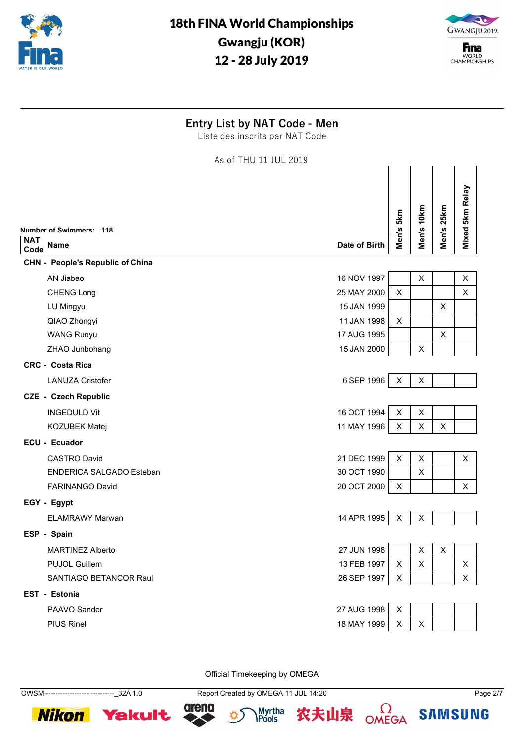# 18th FINA World Championships
# Gwangju (KOR)
# 12 - 28 July 2019

## Entry List by NAT Code - Men

Liste des inscrits par NAT Code

As of THU 11 JUL 2019

Number of Swimmers: 118

| NAT Code | Name | Date of Birth | Men's 5km | Men's 10km | Men's 25km | Mixed 5km Relay |
|---|---|---|---|---|---|---|
| **CHN - People's Republic of China** | | | | | | |
| | AN Jiabao | 16 NOV 1997 | | X | | X |
| | CHENG Long | 25 MAY 2000 | X | | | X |
| | LU Mingyu | 15 JAN 1999 | | | X | |
| | QIAO Zhongyi | 11 JAN 1998 | X | | | |
| | WANG Ruoyu | 17 AUG 1995 | | | X | |
| | ZHAO Junbohang | 15 JAN 2000 | | X | | |
| **CRC - Costa Rica** | | | | | | |
| | LANUZA Cristofer | 6 SEP 1996 | X | X | | |
| **CZE - Czech Republic** | | | | | | |
| | INGEDULD Vit | 16 OCT 1994 | X | X | | |
| | KOZUBEK Matej | 11 MAY 1996 | X | X | X | |
| **ECU - Ecuador** | | | | | | |
| | CASTRO David | 21 DEC 1999 | X | X | | X |
| | ENDERICA SALGADO Esteban | 30 OCT 1990 | | X | | |
| | FARINANGO David | 20 OCT 2000 | X | | | X |
| **EGY - Egypt** | | | | | | |
| | ELAMRAWY Marwan | 14 APR 1995 | X | X | | |
| **ESP - Spain** | | | | | | |
| | MARTINEZ Alberto | 27 JUN 1998 | | X | X | |
| | PUJOL Guillem | 13 FEB 1997 | X | X | | X |
| | SANTIAGO BETANCOR Raul | 26 SEP 1997 | X | | | X |
| **EST - Estonia** | | | | | | |
| | PAAVO Sander | 27 AUG 1998 | X | | | |
| | PIUS Rinel | 18 MAY 1999 | X | X | | |

Official Timekeeping by OMEGA

OWSM------------------------------_32A 1.0 Report Created by OMEGA 11 JUL 14:20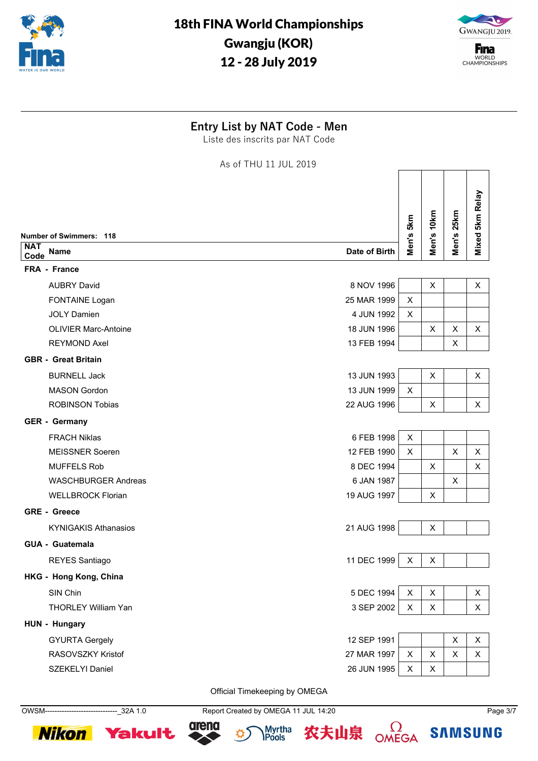# 18th FINA World Championships
# Gwangju (KOR)
# 12 - 28 July 2019

## Entry List by NAT Code - Men

Liste des inscrits par NAT Code

As of THU 11 JUL 2019

Number of Swimmers: 118

| NAT Code | Name | Date of Birth | Men's 5km | Men's 10km | Men's 25km | Mixed 5km Relay |
|---|---|---|---|---|---|---|
| **FRA - France** | | | | | | |
| | AUBRY David | 8 NOV 1996 | | X | | X |
| | FONTAINE Logan | 25 MAR 1999 | X | | | |
| | JOLY Damien | 4 JUN 1992 | X | | | |
| | OLIVIER Marc-Antoine | 18 JUN 1996 | | X | X | X |
| | REYMOND Axel | 13 FEB 1994 | | | X | |
| **GBR - Great Britain** | | | | | | |
| | BURNELL Jack | 13 JUN 1993 | | X | | X |
| | MASON Gordon | 13 JUN 1999 | X | | | |
| | ROBINSON Tobias | 22 AUG 1996 | | X | | X |
| **GER - Germany** | | | | | | |
| | FRACH Niklas | 6 FEB 1998 | X | | | |
| | MEISSNER Soeren | 12 FEB 1990 | X | | X | X |
| | MUFFELS Rob | 8 DEC 1994 | | X | | X |
| | WASCHBURGER Andreas | 6 JAN 1987 | | | X | |
| | WELLBROCK Florian | 19 AUG 1997 | | X | | |
| **GRE - Greece** | | | | | | |
| | KYNIGAKIS Athanasios | 21 AUG 1998 | | X | | |
| **GUA - Guatemala** | | | | | | |
| | REYES Santiago | 11 DEC 1999 | X | X | | |
| **HKG - Hong Kong, China** | | | | | | |
| | SIN Chin | 5 DEC 1994 | X | X | | X |
| | THORLEY William Yan | 3 SEP 2002 | X | X | | X |
| **HUN - Hungary** | | | | | | |
| | GYURTA Gergely | 12 SEP 1991 | | | X | X |
| | RASOVSZKY Kristof | 27 MAR 1997 | X | X | X | X |
| | SZEKELYI Daniel | 26 JUN 1995 | X | X | | |

Official Timekeeping by OMEGA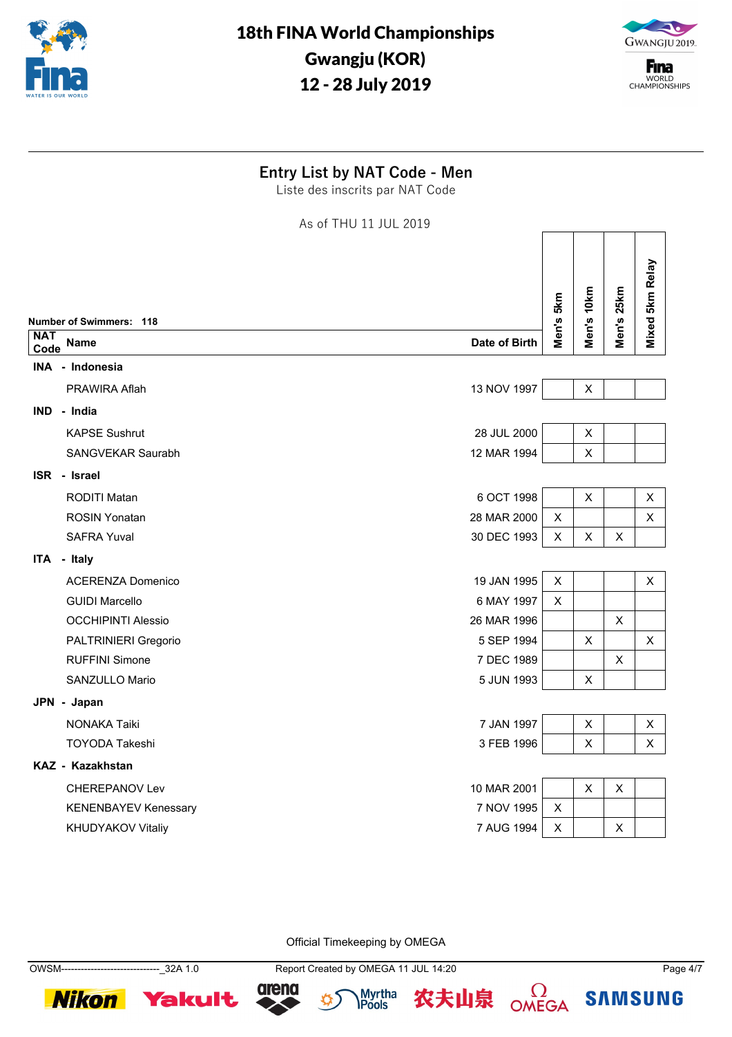# 18th FINA World Championships
# Gwangju (KOR)
# 12 - 28 July 2019

## Entry List by NAT Code - Men
Liste des inscrits par NAT Code

As of THU 11 JUL 2019

Number of Swimmers: 118

| NAT Code | Name | Date of Birth | Men's 5km | Men's 10km | Men's 25km | Mixed 5km Relay |
|---|---|---|---|---|---|---|
| **INA - Indonesia** | | | | | | |
| | PRAWIRA Aflah | 13 NOV 1997 | | X | | |
| **IND - India** | | | | | | |
| | KAPSE Sushrut | 28 JUL 2000 | | X | | |
| | SANGVEKAR Saurabh | 12 MAR 1994 | | X | | |
| **ISR - Israel** | | | | | | |
| | RODITI Matan | 6 OCT 1998 | | X | | X |
| | ROSIN Yonatan | 28 MAR 2000 | X | | | X |
| | SAFRA Yuval | 30 DEC 1993 | X | X | X | |
| **ITA - Italy** | | | | | | |
| | ACERENZA Domenico | 19 JAN 1995 | X | | | X |
| | GUIDI Marcello | 6 MAY 1997 | X | | | |
| | OCCHIPINTI Alessio | 26 MAR 1996 | | | X | |
| | PALTRINIERI Gregorio | 5 SEP 1994 | | X | | X |
| | RUFFINI Simone | 7 DEC 1989 | | | X | |
| | SANZULLO Mario | 5 JUN 1993 | | X | | |
| **JPN - Japan** | | | | | | |
| | NONAKA Taiki | 7 JAN 1997 | | X | | X |
| | TOYODA Takeshi | 3 FEB 1996 | | X | | X |
| **KAZ - Kazakhstan** | | | | | | |
| | CHEREPANOV Lev | 10 MAR 2001 | | X | X | |
| | KENENBAYEV Kenessary | 7 NOV 1995 | X | | | |
| | KHUDYAKOV Vitaliy | 7 AUG 1994 | X | | X | |

Official Timekeeping by OMEGA

OWSM------------------------------_32A 1.0    Report Created by OMEGA 11 JUL 14:20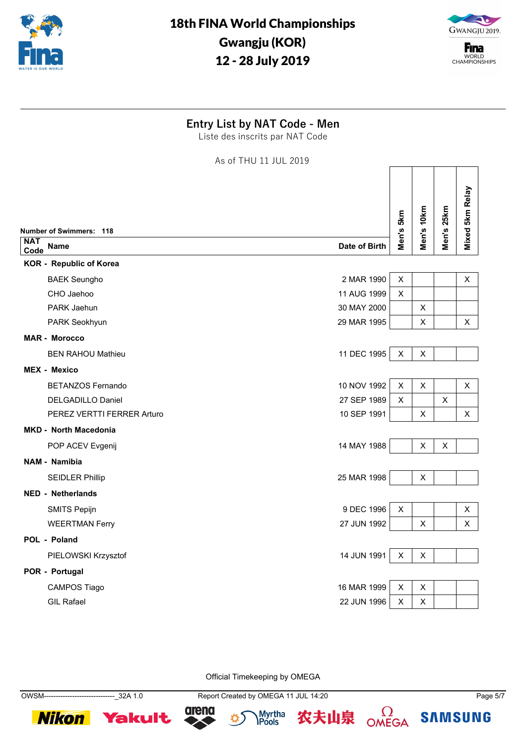# 18th FINA World Championships
# Gwangju (KOR)
# 12 - 28 July 2019

## Entry List by NAT Code - Men

Liste des inscrits par NAT Code

As of THU 11 JUL 2019

Number of Swimmers: 118

| NAT Code | Name | Date of Birth | Men's 5km | Men's 10km | Men's 25km | Mixed 5km Relay |
|---|---|---|---|---|---|---|
| **KOR - Republic of Korea** | | | | | | |
| | BAEK Seungho | 2 MAR 1990 | X | | | X |
| | CHO Jaehoo | 11 AUG 1999 | X | | | |
| | PARK Jaehun | 30 MAY 2000 | | X | | |
| | PARK Seokhyun | 29 MAR 1995 | | X | | X |
| **MAR - Morocco** | | | | | | |
| | BEN RAHOU Mathieu | 11 DEC 1995 | X | X | | |
| **MEX - Mexico** | | | | | | |
| | BETANZOS Fernando | 10 NOV 1992 | X | X | | X |
| | DELGADILLO Daniel | 27 SEP 1989 | X | | X | |
| | PEREZ VERTTI FERRER Arturo | 10 SEP 1991 | | X | | X |
| **MKD - North Macedonia** | | | | | | |
| | POP ACEV Evgenij | 14 MAY 1988 | | X | X | |
| **NAM - Namibia** | | | | | | |
| | SEIDLER Phillip | 25 MAR 1998 | | X | | |
| **NED - Netherlands** | | | | | | |
| | SMITS Pepijn | 9 DEC 1996 | X | | | X |
| | WEERTMAN Ferry | 27 JUN 1992 | | X | | X |
| **POL - Poland** | | | | | | |
| | PIELOWSKI Krzysztof | 14 JUN 1991 | X | X | | |
| **POR - Portugal** | | | | | | |
| | CAMPOS Tiago | 16 MAR 1999 | X | X | | |
| | GIL Rafael | 22 JUN 1996 | X | X | | |

Official Timekeeping by OMEGA

OWSM------------------------------_32A 1.0 Report Created by OMEGA 11 JUL 14:20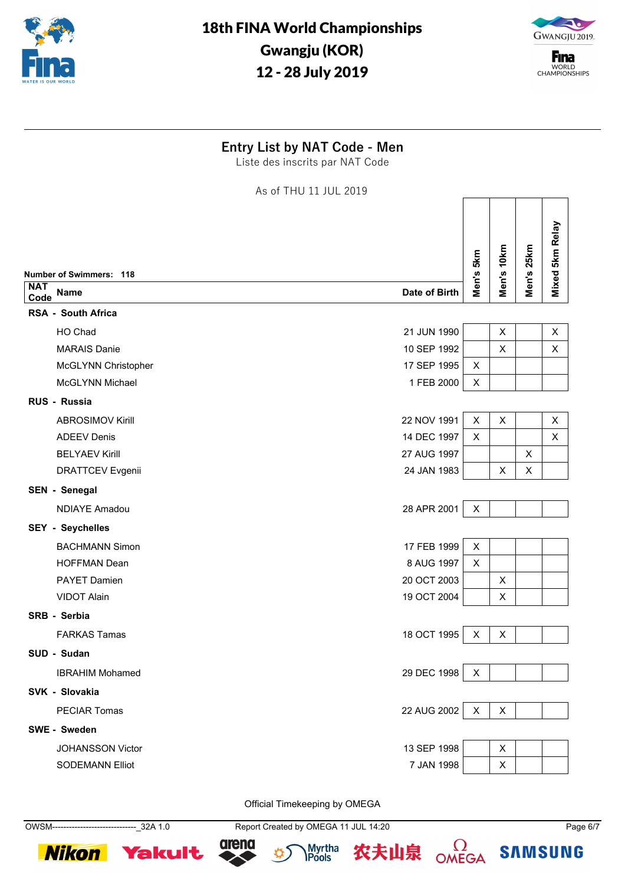# 18th FINA World Championships
## Gwangju (KOR)
## 12 - 28 July 2019

### Entry List by NAT Code - Men
Liste des inscrits par NAT Code

As of THU 11 JUL 2019

Number of Swimmers: 118

| NAT Code | Name | Date of Birth | Men's 5km | Men's 10km | Men's 25km | Mixed 5km Relay |
|---|---|---|---|---|---|---|
| **RSA - South Africa** | | | | | | |
| | HO Chad | 21 JUN 1990 | | X | | X |
| | MARAIS Danie | 10 SEP 1992 | | X | | X |
| | McGLYNN Christopher | 17 SEP 1995 | X | | | |
| | McGLYNN Michael | 1 FEB 2000 | X | | | |
| **RUS - Russia** | | | | | | |
| | ABROSIMOV Kirill | 22 NOV 1991 | X | X | | X |
| | ADEEV Denis | 14 DEC 1997 | X | | | X |
| | BELYAEV Kirill | 27 AUG 1997 | | | X | |
| | DRATTCEV Evgenii | 24 JAN 1983 | | X | X | |
| **SEN - Senegal** | | | | | | |
| | NDIAYE Amadou | 28 APR 2001 | X | | | |
| **SEY - Seychelles** | | | | | | |
| | BACHMANN Simon | 17 FEB 1999 | X | | | |
| | HOFFMAN Dean | 8 AUG 1997 | X | | | |
| | PAYET Damien | 20 OCT 2003 | | X | | |
| | VIDOT Alain | 19 OCT 2004 | | X | | |
| **SRB - Serbia** | | | | | | |
| | FARKAS Tamas | 18 OCT 1995 | X | X | | |
| **SUD - Sudan** | | | | | | |
| | IBRAHIM Mohamed | 29 DEC 1998 | X | | | |
| **SVK - Slovakia** | | | | | | |
| | PECIAR Tomas | 22 AUG 2002 | X | X | | |
| **SWE - Sweden** | | | | | | |
| | JOHANSSON Victor | 13 SEP 1998 | | X | | |
| | SODEMANN Elliot | 7 JAN 1998 | | X | | |

Official Timekeeping by OMEGA

OWSM------------------------------_32A 1.0 Report Created by OMEGA 11 JUL 14:20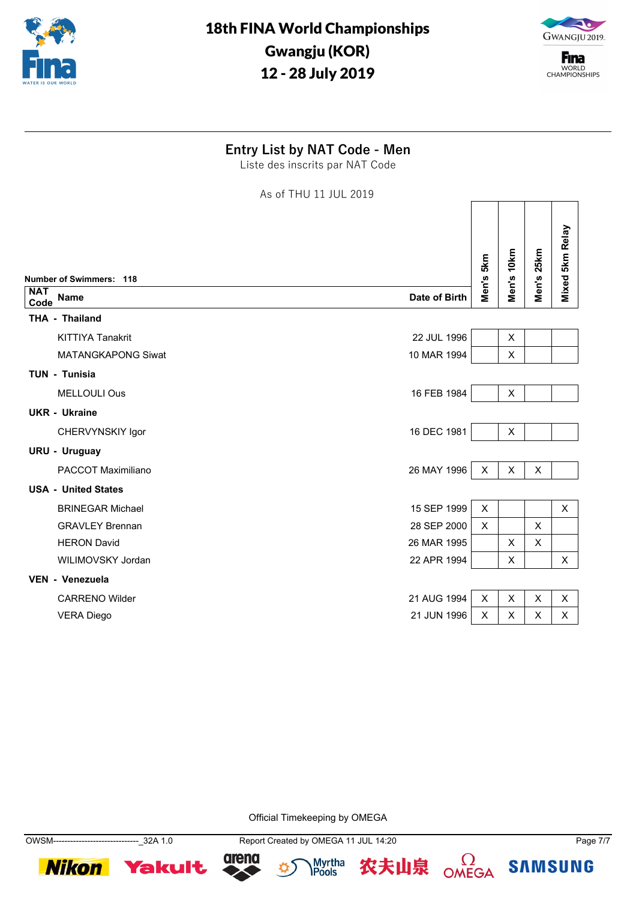# 18th FINA World Championships
## Gwangju (KOR)
## 12 - 28 July 2019

## Entry List by NAT Code - Men

Liste des inscrits par NAT Code

As of THU 11 JUL 2019

Number of Swimmers: 118

| NAT Code | Name | Date of Birth | Men's 5km | Men's 10km | Men's 25km | Mixed 5km Relay |
|---|---|---|---|---|---|---|
| **THA - Thailand** | | | | | | |
| | KITTIYA Tanakrit | 22 JUL 1996 | | X | | |
| | MATANGKAPONG Siwat | 10 MAR 1994 | | X | | |
| **TUN - Tunisia** | | | | | | |
| | MELLOULI Ous | 16 FEB 1984 | | X | | |
| **UKR - Ukraine** | | | | | | |
| | CHERVYNSKIY Igor | 16 DEC 1981 | | X | | |
| **URU - Uruguay** | | | | | | |
| | PACCOT Maximiliano | 26 MAY 1996 | X | X | X | |
| **USA - United States** | | | | | | |
| | BRINEGAR Michael | 15 SEP 1999 | X | | | X |
| | GRAVLEY Brennan | 28 SEP 2000 | X | | X | |
| | HERON David | 26 MAR 1995 | | X | X | |
| | WILIMOVSKY Jordan | 22 APR 1994 | | X | | X |
| **VEN - Venezuela** | | | | | | |
| | CARRENO Wilder | 21 AUG 1994 | X | X | X | X |
| | VERA Diego | 21 JUN 1996 | X | X | X | X |

Official Timekeeping by OMEGA

OWSM------------------------------_32A 1.0 Report Created by OMEGA 11 JUL 14:20